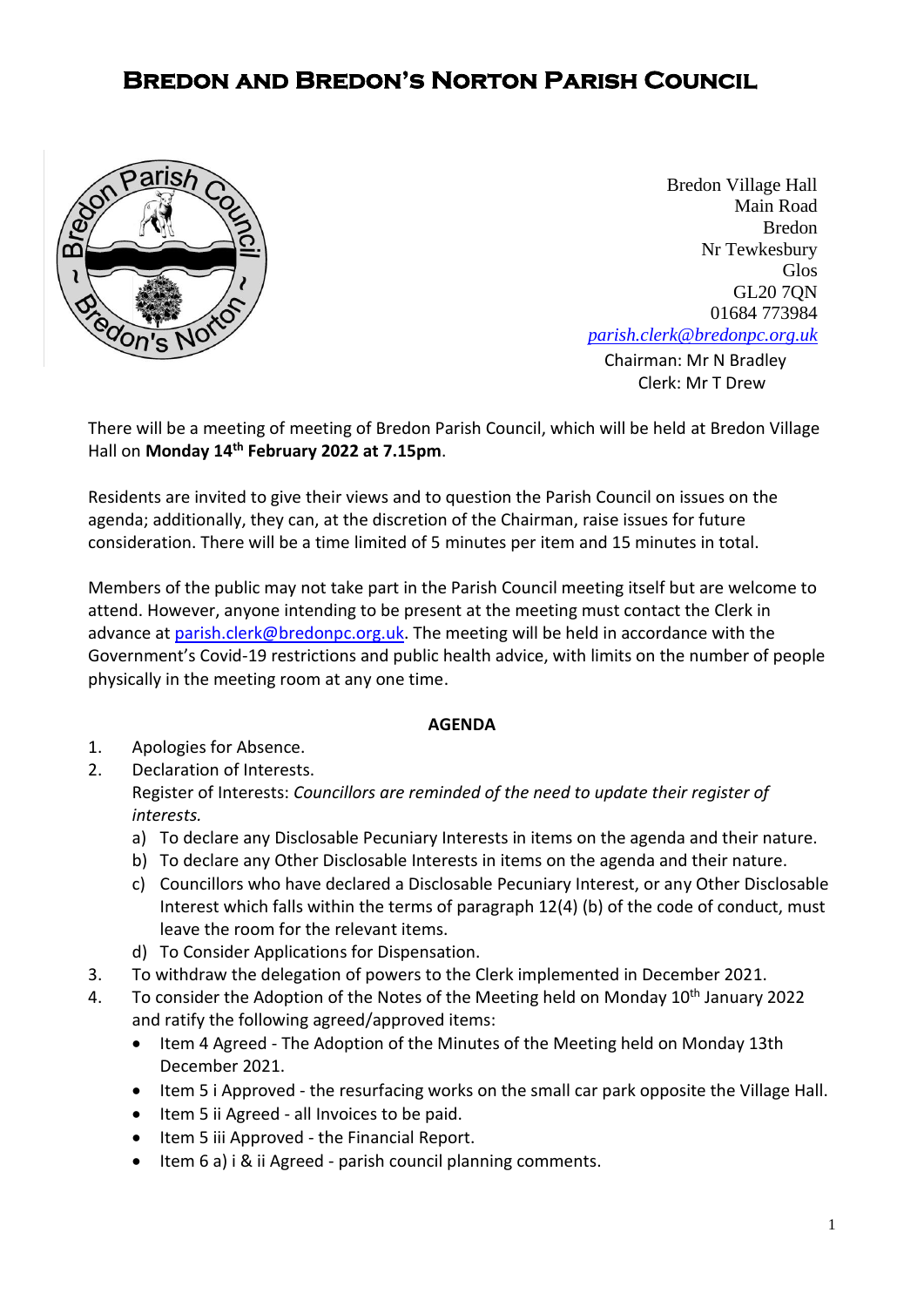# Bredon and Bredon's Norton Parish Council

Bredon Village Hall
Main Road
Bredon
Nr Tewkesbury
Glos
GL20 7QN
01684 773984
parish.clerk@bredonpc.org.uk

Chairman: Mr N Bradley
Clerk: Mr T Drew

There will be a meeting of meeting of Bredon Parish Council, which will be held at Bredon Village Hall on **Monday 14th February 2022 at 7.15pm**.

Residents are invited to give their views and to question the Parish Council on issues on the agenda; additionally, they can, at the discretion of the Chairman, raise issues for future consideration. There will be a time limited of 5 minutes per item and 15 minutes in total.

Members of the public may not take part in the Parish Council meeting itself but are welcome to attend. However, anyone intending to be present at the meeting must contact the Clerk in advance at parish.clerk@bredonpc.org.uk. The meeting will be held in accordance with the Government's Covid-19 restrictions and public health advice, with limits on the number of people physically in the meeting room at any one time.

**AGENDA**

1. Apologies for Absence.
2. Declaration of Interests.
   Register of Interests: *Councillors are reminded of the need to update their register of interests.*
   a) To declare any Disclosable Pecuniary Interests in items on the agenda and their nature.
   b) To declare any Other Disclosable Interests in items on the agenda and their nature.
   c) Councillors who have declared a Disclosable Pecuniary Interest, or any Other Disclosable Interest which falls within the terms of paragraph 12(4) (b) of the code of conduct, must leave the room for the relevant items.
   d) To Consider Applications for Dispensation.
3. To withdraw the delegation of powers to the Clerk implemented in December 2021.
4. To consider the Adoption of the Notes of the Meeting held on Monday 10th January 2022 and ratify the following agreed/approved items:
   - Item 4 Agreed - The Adoption of the Minutes of the Meeting held on Monday 13th December 2021.
   - Item 5 i Approved - the resurfacing works on the small car park opposite the Village Hall.
   - Item 5 ii Agreed - all Invoices to be paid.
   - Item 5 iii Approved - the Financial Report.
   - Item 6 a) i & ii Agreed - parish council planning comments.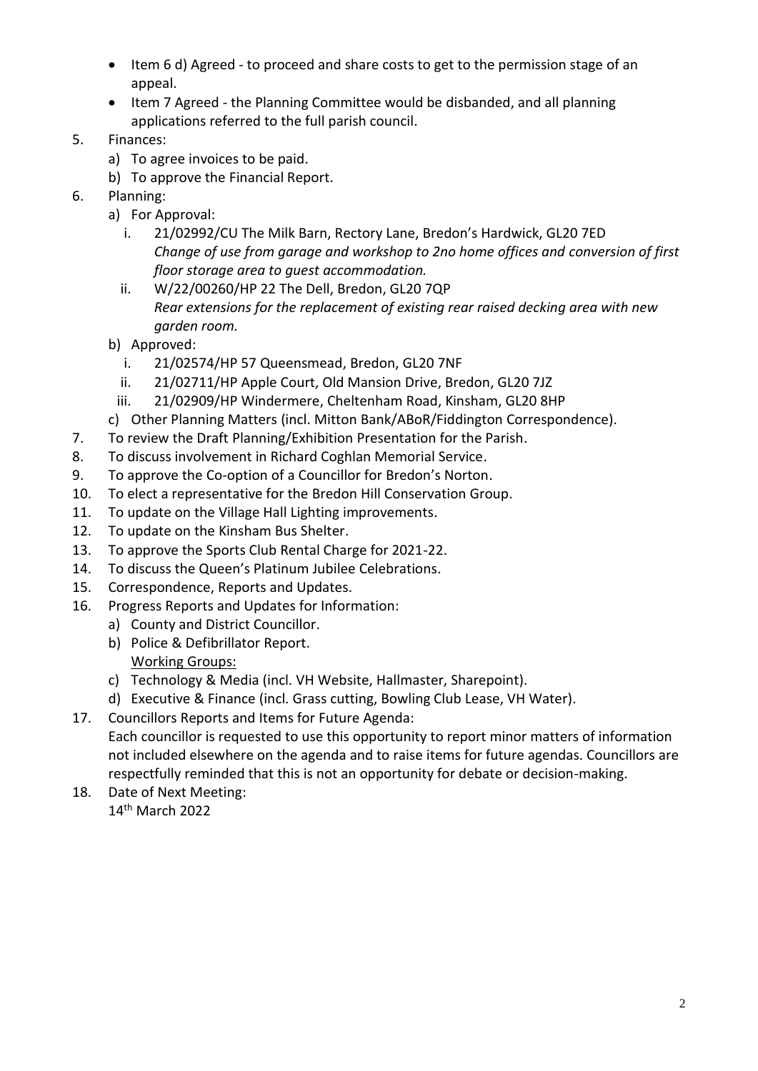- Item 6 d) Agreed - to proceed and share costs to get to the permission stage of an appeal.
- Item 7 Agreed - the Planning Committee would be disbanded, and all planning applications referred to the full parish council.

5. Finances:
   a) To agree invoices to be paid.
   b) To approve the Financial Report.
6. Planning:
   a) For Approval:
      i. 21/02992/CU The Milk Barn, Rectory Lane, Bredon's Hardwick, GL20 7ED
      *Change of use from garage and workshop to 2no home offices and conversion of first floor storage area to guest accommodation.*
      ii. W/22/00260/HP 22 The Dell, Bredon, GL20 7QP
      *Rear extensions for the replacement of existing rear raised decking area with new garden room.*
   b) Approved:
      i. 21/02574/HP 57 Queensmead, Bredon, GL20 7NF
      ii. 21/02711/HP Apple Court, Old Mansion Drive, Bredon, GL20 7JZ
      iii. 21/02909/HP Windermere, Cheltenham Road, Kinsham, GL20 8HP
   c) Other Planning Matters (incl. Mitton Bank/ABoR/Fiddington Correspondence).
7. To review the Draft Planning/Exhibition Presentation for the Parish.
8. To discuss involvement in Richard Coghlan Memorial Service.
9. To approve the Co-option of a Councillor for Bredon's Norton.
10. To elect a representative for the Bredon Hill Conservation Group.
11. To update on the Village Hall Lighting improvements.
12. To update on the Kinsham Bus Shelter.
13. To approve the Sports Club Rental Charge for 2021-22.
14. To discuss the Queen's Platinum Jubilee Celebrations.
15. Correspondence, Reports and Updates.
16. Progress Reports and Updates for Information:
    a) County and District Councillor.
    b) Police & Defibrillator Report.
    Working Groups:
    c) Technology & Media (incl. VH Website, Hallmaster, Sharepoint).
    d) Executive & Finance (incl. Grass cutting, Bowling Club Lease, VH Water).
17. Councillors Reports and Items for Future Agenda:
    Each councillor is requested to use this opportunity to report minor matters of information not included elsewhere on the agenda and to raise items for future agendas. Councillors are respectfully reminded that this is not an opportunity for debate or decision-making.
18. Date of Next Meeting:
    14th March 2022